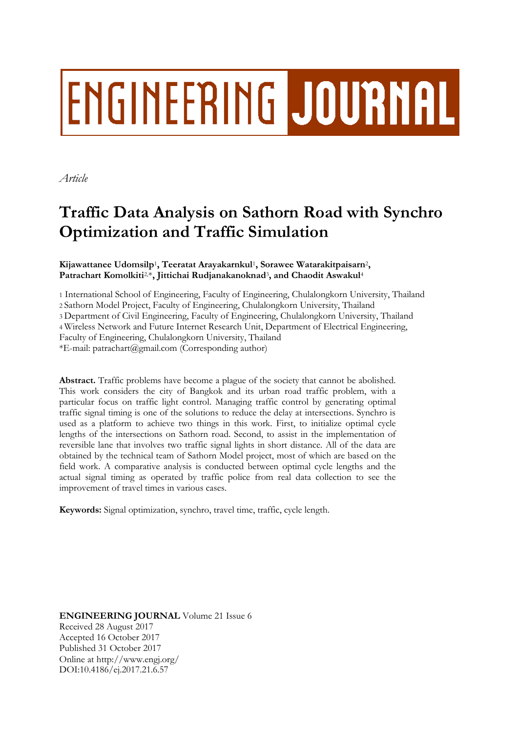ENGINEERING JOURNAL

*Article*

# Traffic Data Analysis on Sathorn Road with Synchro Optimization and Traffic Simulation

**Kijawattanee Udomsilp**[1]**, Teeratat Arayakarnkul**[1]**, Sorawee Watarakitpaisarn**[2]**, Patrachart Komolkiti**[2,*]**, Jittichai Rudjanakanoknad**[3]**, and Chaodit Aswakul**[4]

1 International School of Engineering, Faculty of Engineering, Chulalongkorn University, Thailand
2 Sathorn Model Project, Faculty of Engineering, Chulalongkorn University, Thailand
3 Department of Civil Engineering, Faculty of Engineering, Chulalongkorn University, Thailand
4 Wireless Network and Future Internet Research Unit, Department of Electrical Engineering, Faculty of Engineering, Chulalongkorn University, Thailand
*E-mail: patrachart@gmail.com (Corresponding author)

**Abstract.** Traffic problems have become a plague of the society that cannot be abolished. This work considers the city of Bangkok and its urban road traffic problem, with a particular focus on traffic light control. Managing traffic control by generating optimal traffic signal timing is one of the solutions to reduce the delay at intersections. Synchro is used as a platform to achieve two things in this work. First, to initialize optimal cycle lengths of the intersections on Sathorn road. Second, to assist in the implementation of reversible lane that involves two traffic signal lights in short distance. All of the data are obtained by the technical team of Sathorn Model project, most of which are based on the field work. A comparative analysis is conducted between optimal cycle lengths and the actual signal timing as operated by traffic police from real data collection to see the improvement of travel times in various cases.

**Keywords:** Signal optimization, synchro, travel time, traffic, cycle length.

**ENGINEERING JOURNAL** Volume 21 Issue 6
Received 28 August 2017
Accepted 16 October 2017
Published 31 October 2017
Online at http://www.engj.org/
DOI:10.4186/ej.2017.21.6.57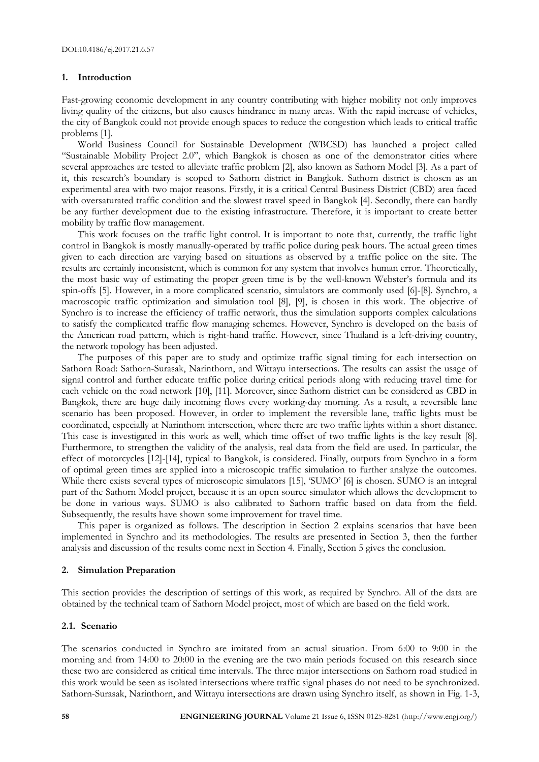## 1. Introduction

Fast-growing economic development in any country contributing with higher mobility not only improves living quality of the citizens, but also causes hindrance in many areas. With the rapid increase of vehicles, the city of Bangkok could not provide enough spaces to reduce the congestion which leads to critical traffic problems [1].

World Business Council for Sustainable Development (WBCSD) has launched a project called "Sustainable Mobility Project 2.0", which Bangkok is chosen as one of the demonstrator cities where several approaches are tested to alleviate traffic problem [2], also known as Sathorn Model [3]. As a part of it, this research's boundary is scoped to Sathorn district in Bangkok. Sathorn district is chosen as an experimental area with two major reasons. Firstly, it is a critical Central Business District (CBD) area faced with oversaturated traffic condition and the slowest travel speed in Bangkok [4]. Secondly, there can hardly be any further development due to the existing infrastructure. Therefore, it is important to create better mobility by traffic flow management.

This work focuses on the traffic light control. It is important to note that, currently, the traffic light control in Bangkok is mostly manually-operated by traffic police during peak hours. The actual green times given to each direction are varying based on situations as observed by a traffic police on the site. The results are certainly inconsistent, which is common for any system that involves human error. Theoretically, the most basic way of estimating the proper green time is by the well-known Webster's formula and its spin-offs [5]. However, in a more complicated scenario, simulators are commonly used [6]-[8]. Synchro, a macroscopic traffic optimization and simulation tool [8], [9], is chosen in this work. The objective of Synchro is to increase the efficiency of traffic network, thus the simulation supports complex calculations to satisfy the complicated traffic flow managing schemes. However, Synchro is developed on the basis of the American road pattern, which is right-hand traffic. However, since Thailand is a left-driving country, the network topology has been adjusted.

The purposes of this paper are to study and optimize traffic signal timing for each intersection on Sathorn Road: Sathorn-Surasak, Narinthorn, and Wittayu intersections. The results can assist the usage of signal control and further educate traffic police during critical periods along with reducing travel time for each vehicle on the road network [10], [11]. Moreover, since Sathorn district can be considered as CBD in Bangkok, there are huge daily incoming flows every working-day morning. As a result, a reversible lane scenario has been proposed. However, in order to implement the reversible lane, traffic lights must be coordinated, especially at Narinthorn intersection, where there are two traffic lights within a short distance. This case is investigated in this work as well, which time offset of two traffic lights is the key result [8]. Furthermore, to strengthen the validity of the analysis, real data from the field are used. In particular, the effect of motorcycles [12]-[14], typical to Bangkok, is considered. Finally, outputs from Synchro in a form of optimal green times are applied into a microscopic traffic simulation to further analyze the outcomes. While there exists several types of microscopic simulators [15], 'SUMO' [6] is chosen. SUMO is an integral part of the Sathorn Model project, because it is an open source simulator which allows the development to be done in various ways. SUMO is also calibrated to Sathorn traffic based on data from the field. Subsequently, the results have shown some improvement for travel time.

This paper is organized as follows. The description in Section 2 explains scenarios that have been implemented in Synchro and its methodologies. The results are presented in Section 3, then the further analysis and discussion of the results come next in Section 4. Finally, Section 5 gives the conclusion.

## 2. Simulation Preparation

This section provides the description of settings of this work, as required by Synchro. All of the data are obtained by the technical team of Sathorn Model project, most of which are based on the field work.

### 2.1. Scenario

The scenarios conducted in Synchro are imitated from an actual situation. From 6:00 to 9:00 in the morning and from 14:00 to 20:00 in the evening are the two main periods focused on this research since these two are considered as critical time intervals. The three major intersections on Sathorn road studied in this work would be seen as isolated intersections where traffic signal phases do not need to be synchronized. Sathorn-Surasak, Narinthorn, and Wittayu intersections are drawn using Synchro itself, as shown in Fig. 1-3,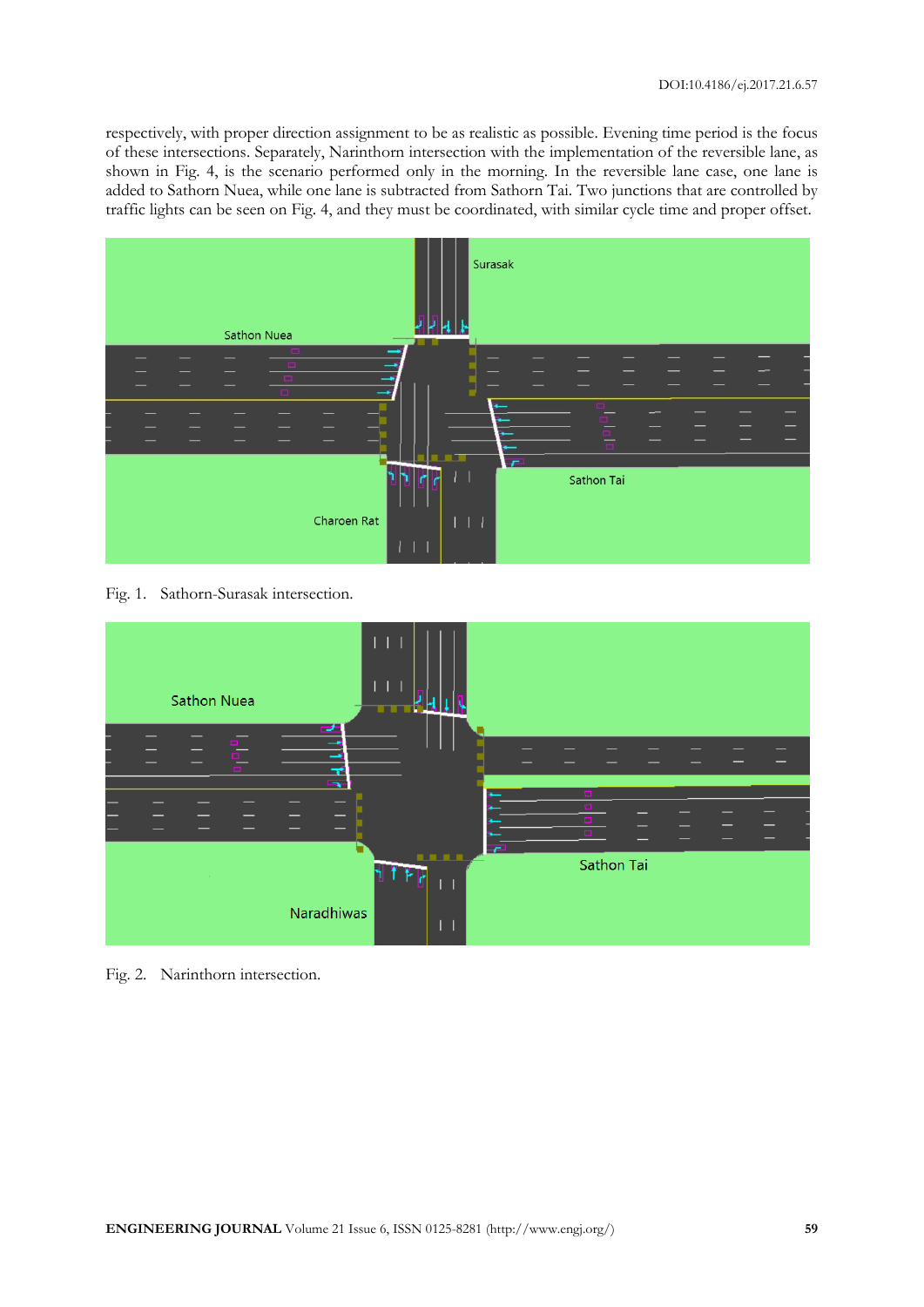respectively, with proper direction assignment to be as realistic as possible. Evening time period is the focus of these intersections. Separately, Narinthorn intersection with the implementation of the reversible lane, as shown in Fig. 4, is the scenario performed only in the morning. In the reversible lane case, one lane is added to Sathorn Nuea, while one lane is subtracted from Sathorn Tai. Two junctions that are controlled by traffic lights can be seen on Fig. 4, and they must be coordinated, with similar cycle time and proper offset.

Fig. 1. Sathorn-Surasak intersection.

Fig. 2. Narinthorn intersection.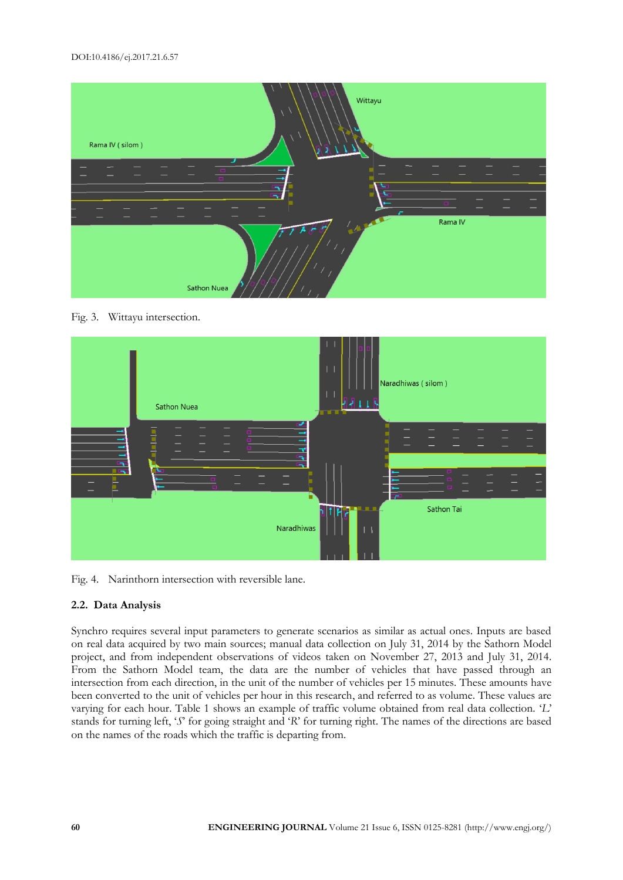Fig. 3. Wittayu intersection.

Fig. 4. Narinthorn intersection with reversible lane.

### 2.2. Data Analysis

Synchro requires several input parameters to generate scenarios as similar as actual ones. Inputs are based on real data acquired by two main sources; manual data collection on July 31, 2014 by the Sathorn Model project, and from independent observations of videos taken on November 27, 2013 and July 31, 2014. From the Sathorn Model team, the data are the number of vehicles that have passed through an intersection from each direction, in the unit of the number of vehicles per 15 minutes. These amounts have been converted to the unit of vehicles per hour in this research, and referred to as volume. These values are varying for each hour. Table 1 shows an example of traffic volume obtained from real data collection. '*L*' stands for turning left, '*S*' for going straight and '*R*' for turning right. The names of the directions are based on the names of the roads which the traffic is departing from.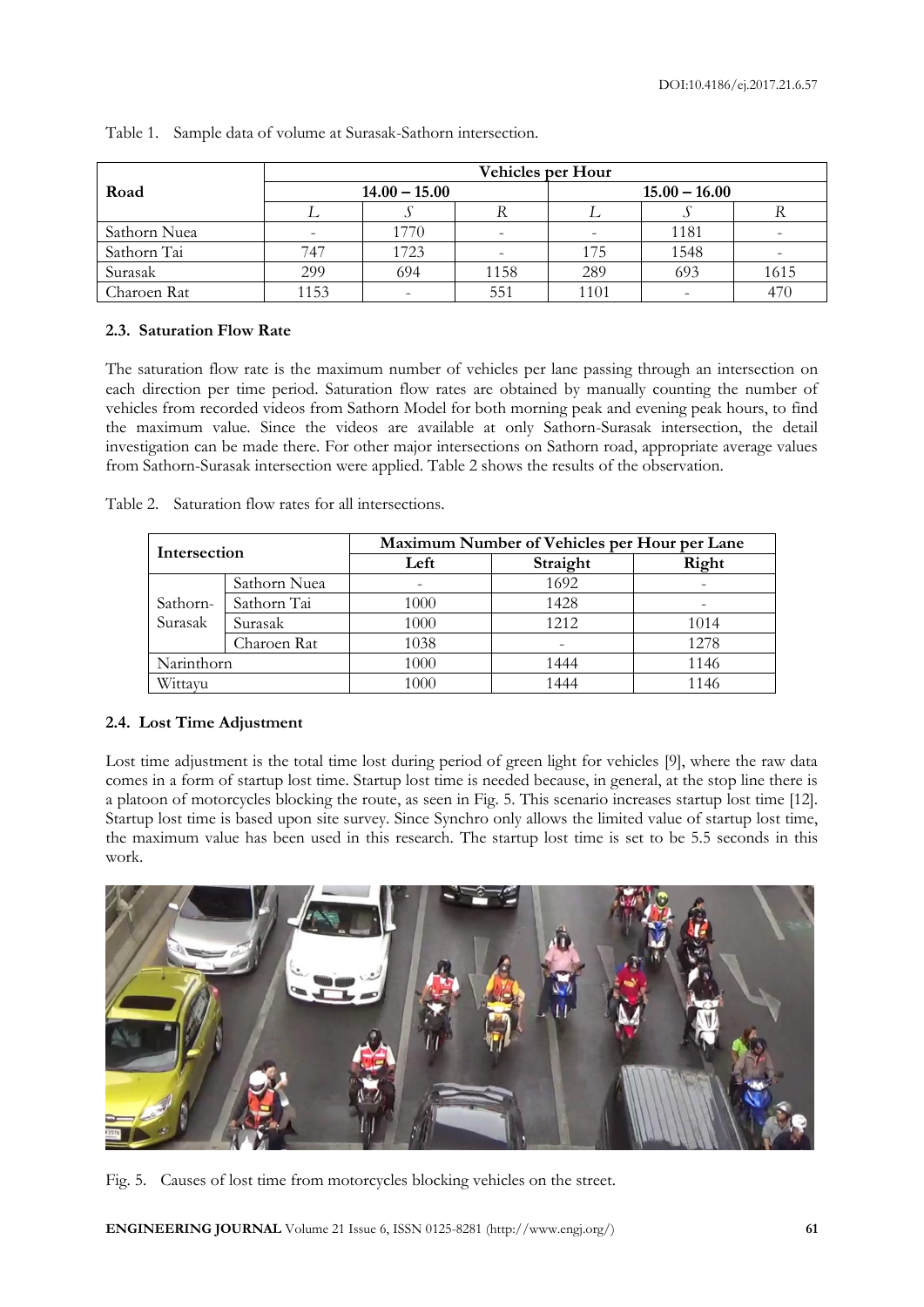Table 1. Sample data of volume at Surasak-Sathorn intersection.

| Road | Vehicles per Hour | | | | | |
|---|---|---|---|---|---|---|
| | 14.00 – 15.00 | | | 15.00 – 16.00 | | |
| | *L* | *S* | *R* | *L* | *S* | *R* |
| Sathorn Nuea | - | 1770 | - | - | 1181 | - |
| Sathorn Tai | 747 | 1723 | - | 175 | 1548 | - |
| Surasak | 299 | 694 | 1158 | 289 | 693 | 1615 |
| Charoen Rat | 1153 | - | 551 | 1101 | - | 470 |

### 2.3. Saturation Flow Rate

The saturation flow rate is the maximum number of vehicles per lane passing through an intersection on each direction per time period. Saturation flow rates are obtained by manually counting the number of vehicles from recorded videos from Sathorn Model for both morning peak and evening peak hours, to find the maximum value. Since the videos are available at only Sathorn-Surasak intersection, the detail investigation can be made there. For other major intersections on Sathorn road, appropriate average values from Sathorn-Surasak intersection were applied. Table 2 shows the results of the observation.

Table 2. Saturation flow rates for all intersections.

| Intersection | | Maximum Number of Vehicles per Hour per Lane | | |
|---|---|---|---|---|
| | | Left | Straight | Right |
| Sathorn-Surasak | Sathorn Nuea | - | 1692 | - |
| | Sathorn Tai | 1000 | 1428 | - |
| | Surasak | 1000 | 1212 | 1014 |
| | Charoen Rat | 1038 | - | 1278 |
| Narinthorn | | 1000 | 1444 | 1146 |
| Wittayu | | 1000 | 1444 | 1146 |

### 2.4. Lost Time Adjustment

Lost time adjustment is the total time lost during period of green light for vehicles [9], where the raw data comes in a form of startup lost time. Startup lost time is needed because, in general, at the stop line there is a platoon of motorcycles blocking the route, as seen in Fig. 5. This scenario increases startup lost time [12]. Startup lost time is based upon site survey. Since Synchro only allows the limited value of startup lost time, the maximum value has been used in this research. The startup lost time is set to be 5.5 seconds in this work.

Fig. 5. Causes of lost time from motorcycles blocking vehicles on the street.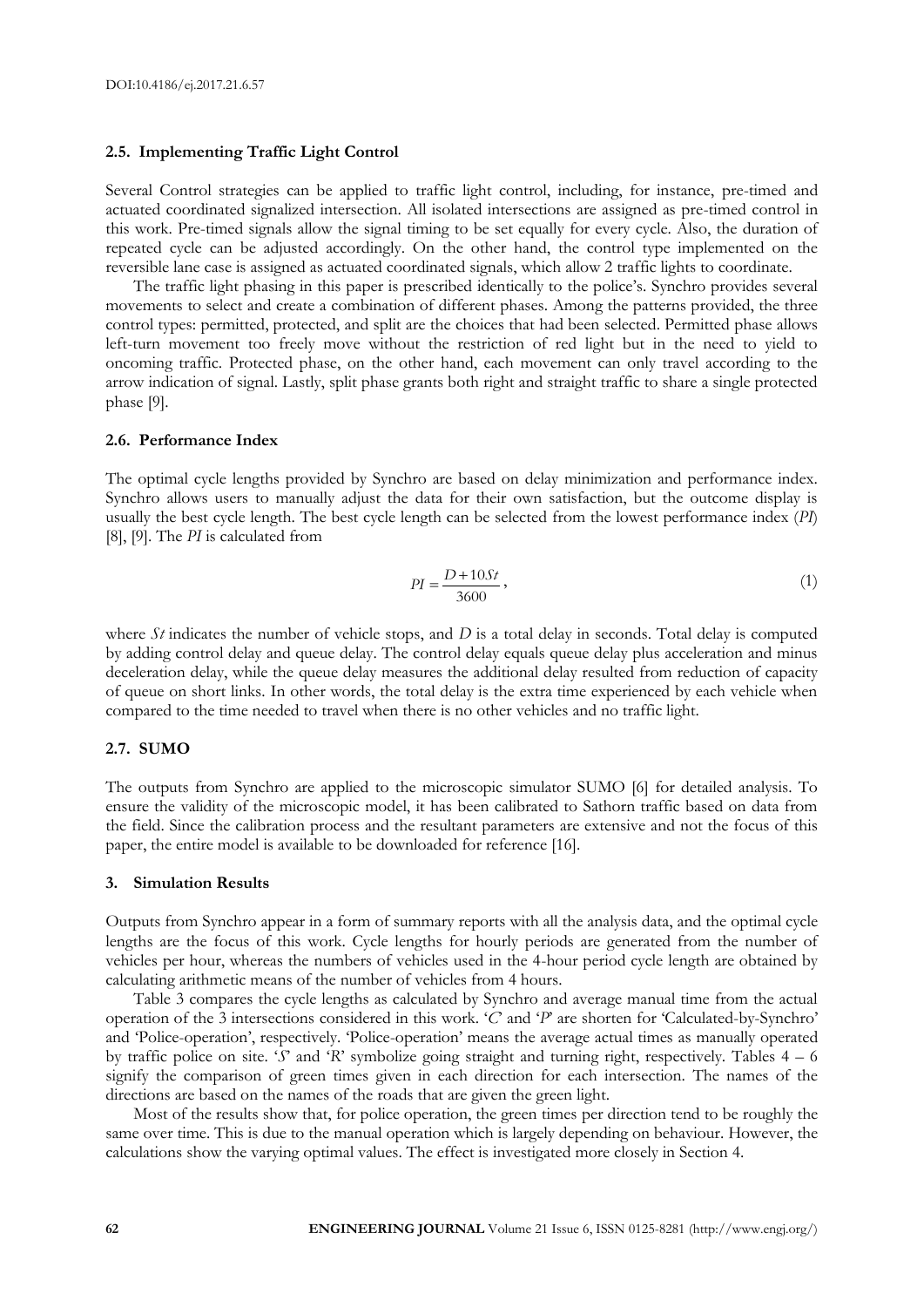### 2.5. Implementing Traffic Light Control

Several Control strategies can be applied to traffic light control, including, for instance, pre-timed and actuated coordinated signalized intersection. All isolated intersections are assigned as pre-timed control in this work. Pre-timed signals allow the signal timing to be set equally for every cycle. Also, the duration of repeated cycle can be adjusted accordingly. On the other hand, the control type implemented on the reversible lane case is assigned as actuated coordinated signals, which allow 2 traffic lights to coordinate.

The traffic light phasing in this paper is prescribed identically to the police's. Synchro provides several movements to select and create a combination of different phases. Among the patterns provided, the three control types: permitted, protected, and split are the choices that had been selected. Permitted phase allows left-turn movement too freely move without the restriction of red light but in the need to yield to oncoming traffic. Protected phase, on the other hand, each movement can only travel according to the arrow indication of signal. Lastly, split phase grants both right and straight traffic to share a single protected phase [9].

### 2.6. Performance Index

The optimal cycle lengths provided by Synchro are based on delay minimization and performance index. Synchro allows users to manually adjust the data for their own satisfaction, but the outcome display is usually the best cycle length. The best cycle length can be selected from the lowest performance index (*PI*) [8], [9]. The *PI* is calculated from

$$PI = \frac{D + 10St}{3600}, \tag{1}$$

where $St$ indicates the number of vehicle stops, and $D$ is a total delay in seconds. Total delay is computed by adding control delay and queue delay. The control delay equals queue delay plus acceleration and minus deceleration delay, while the queue delay measures the additional delay resulted from reduction of capacity of queue on short links. In other words, the total delay is the extra time experienced by each vehicle when compared to the time needed to travel when there is no other vehicles and no traffic light.

### 2.7. SUMO

The outputs from Synchro are applied to the microscopic simulator SUMO [6] for detailed analysis. To ensure the validity of the microscopic model, it has been calibrated to Sathorn traffic based on data from the field. Since the calibration process and the resultant parameters are extensive and not the focus of this paper, the entire model is available to be downloaded for reference [16].

## 3. Simulation Results

Outputs from Synchro appear in a form of summary reports with all the analysis data, and the optimal cycle lengths are the focus of this work. Cycle lengths for hourly periods are generated from the number of vehicles per hour, whereas the numbers of vehicles used in the 4-hour period cycle length are obtained by calculating arithmetic means of the number of vehicles from 4 hours.

Table 3 compares the cycle lengths as calculated by Synchro and average manual time from the actual operation of the 3 intersections considered in this work. '*C*' and '*P*' are shorten for 'Calculated-by-Synchro' and 'Police-operation', respectively. 'Police-operation' means the average actual times as manually operated by traffic police on site. '*S*' and '*R*' symbolize going straight and turning right, respectively. Tables 4 – 6 signify the comparison of green times given in each direction for each intersection. The names of the directions are based on the names of the roads that are given the green light.

Most of the results show that, for police operation, the green times per direction tend to be roughly the same over time. This is due to the manual operation which is largely depending on behaviour. However, the calculations show the varying optimal values. The effect is investigated more closely in Section 4.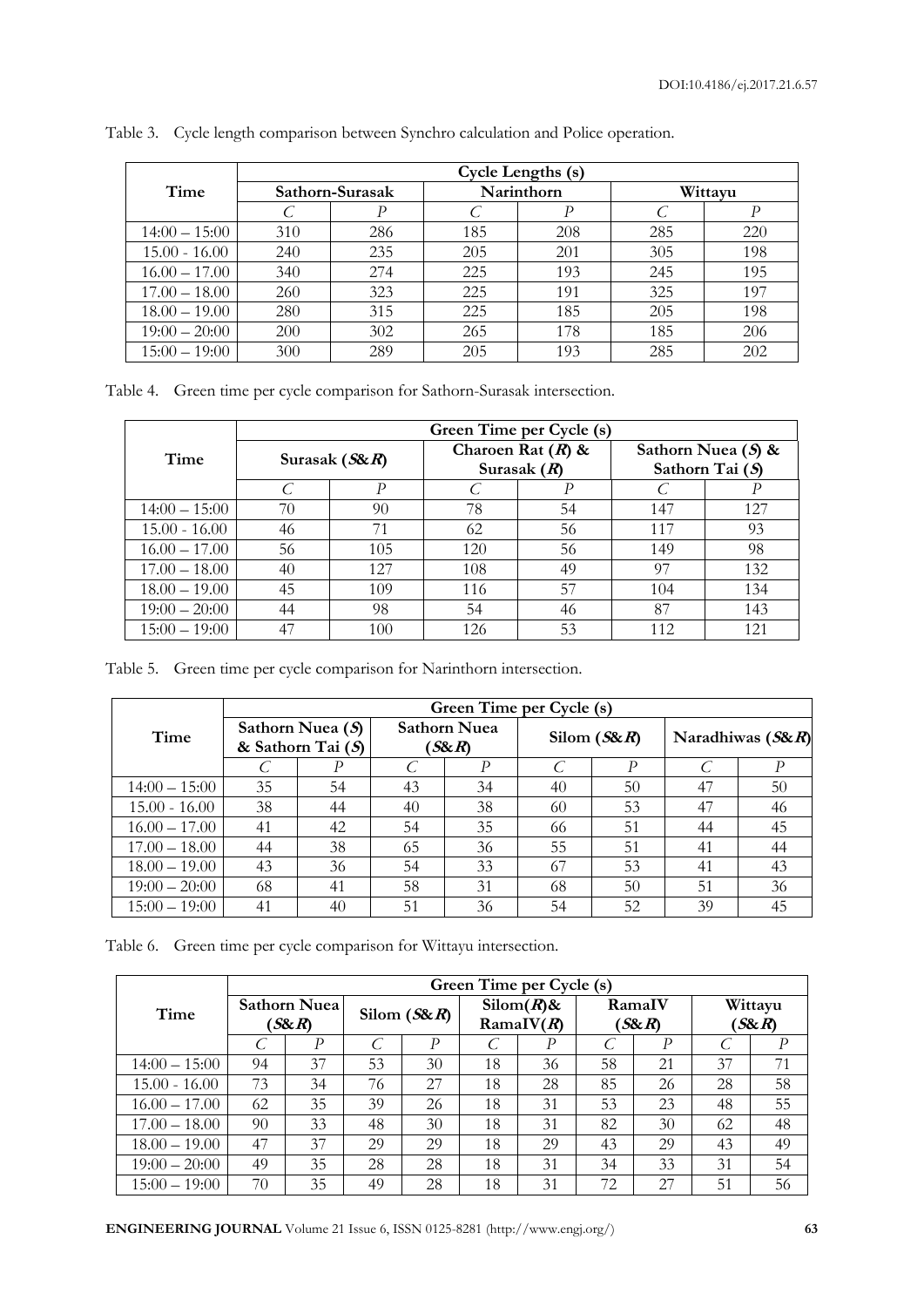Table 3. Cycle length comparison between Synchro calculation and Police operation.

| Time | Cycle Lengths (s) | | | | | |
|---|---|---|---|---|---|---|
| | Sathorn-Surasak | | Narinthorn | | Wittayu | |
| | *C* | *P* | *C* | *P* | *C* | *P* |
| 14:00 – 15:00 | 310 | 286 | 185 | 208 | 285 | 220 |
| 15.00 - 16.00 | 240 | 235 | 205 | 201 | 305 | 198 |
| 16.00 – 17.00 | 340 | 274 | 225 | 193 | 245 | 195 |
| 17.00 – 18.00 | 260 | 323 | 225 | 191 | 325 | 197 |
| 18.00 – 19.00 | 280 | 315 | 225 | 185 | 205 | 198 |
| 19:00 – 20:00 | 200 | 302 | 265 | 178 | 185 | 206 |
| 15:00 – 19:00 | 300 | 289 | 205 | 193 | 285 | 202 |

Table 4. Green time per cycle comparison for Sathorn-Surasak intersection.

| Time | Green Time per Cycle (s) | | | | | |
|---|---|---|---|---|---|---|
| | Surasak (*S*&*R*) | | Charoen Rat (*R*) & Surasak (*R*) | | Sathorn Nuea (*S*) & Sathorn Tai (*S*) | |
| | *C* | *P* | *C* | *P* | *C* | *P* |
| 14:00 – 15:00 | 70 | 90 | 78 | 54 | 147 | 127 |
| 15.00 - 16.00 | 46 | 71 | 62 | 56 | 117 | 93 |
| 16.00 – 17.00 | 56 | 105 | 120 | 56 | 149 | 98 |
| 17.00 – 18.00 | 40 | 127 | 108 | 49 | 97 | 132 |
| 18.00 – 19.00 | 45 | 109 | 116 | 57 | 104 | 134 |
| 19:00 – 20:00 | 44 | 98 | 54 | 46 | 87 | 143 |
| 15:00 – 19:00 | 47 | 100 | 126 | 53 | 112 | 121 |

Table 5. Green time per cycle comparison for Narinthorn intersection.

| Time | Green Time per Cycle (s) | | | | | | | |
|---|---|---|---|---|---|---|---|---|
| | Sathorn Nuea (*S*) & Sathorn Tai (*S*) | | Sathorn Nuea (*S*&*R*) | | Silom (*S*&*R*) | | Naradhiwas (*S*&*R*) | |
| | *C* | *P* | *C* | *P* | *C* | *P* | *C* | *P* |
| 14:00 – 15:00 | 35 | 54 | 43 | 34 | 40 | 50 | 47 | 50 |
| 15.00 - 16.00 | 38 | 44 | 40 | 38 | 60 | 53 | 47 | 46 |
| 16.00 – 17.00 | 41 | 42 | 54 | 35 | 66 | 51 | 44 | 45 |
| 17.00 – 18.00 | 44 | 38 | 65 | 36 | 55 | 51 | 41 | 44 |
| 18.00 – 19.00 | 43 | 36 | 54 | 33 | 67 | 53 | 41 | 43 |
| 19:00 – 20:00 | 68 | 41 | 58 | 31 | 68 | 50 | 51 | 36 |
| 15:00 – 19:00 | 41 | 40 | 51 | 36 | 54 | 52 | 39 | 45 |

Table 6. Green time per cycle comparison for Wittayu intersection.

| Time | Green Time per Cycle (s) | | | | | | | | | |
|---|---|---|---|---|---|---|---|---|---|---|
| | Sathorn Nuea (*S*&*R*) | | Silom (*S*&*R*) | | Silom(*R*)& RamaIV(*R*) | | RamaIV (*S*&*R*) | | Wittayu (*S*&*R*) | |
| | *C* | *P* | *C* | *P* | *C* | *P* | *C* | *P* | *C* | *P* |
| 14:00 – 15:00 | 94 | 37 | 53 | 30 | 18 | 36 | 58 | 21 | 37 | 71 |
| 15.00 - 16.00 | 73 | 34 | 76 | 27 | 18 | 28 | 85 | 26 | 28 | 58 |
| 16.00 – 17.00 | 62 | 35 | 39 | 26 | 18 | 31 | 53 | 23 | 48 | 55 |
| 17.00 – 18.00 | 90 | 33 | 48 | 30 | 18 | 31 | 82 | 30 | 62 | 48 |
| 18.00 – 19.00 | 47 | 37 | 29 | 29 | 18 | 29 | 43 | 29 | 43 | 49 |
| 19:00 – 20:00 | 49 | 35 | 28 | 28 | 18 | 31 | 34 | 33 | 31 | 54 |
| 15:00 – 19:00 | 70 | 35 | 49 | 28 | 18 | 31 | 72 | 27 | 51 | 56 |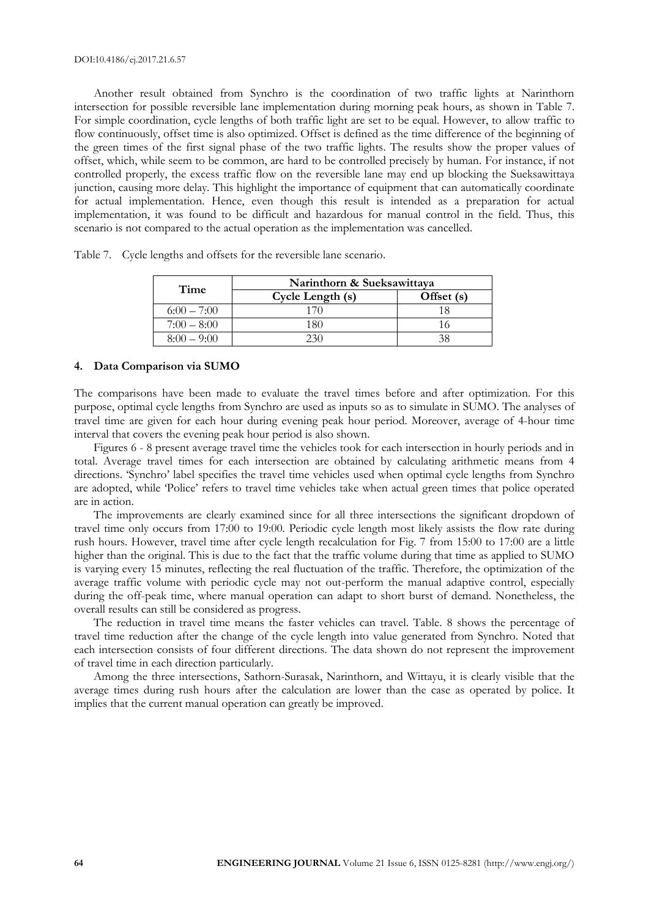Another result obtained from Synchro is the coordination of two traffic lights at Narinthorn intersection for possible reversible lane implementation during morning peak hours, as shown in Table 7. For simple coordination, cycle lengths of both traffic light are set to be equal. However, to allow traffic to flow continuously, offset time is also optimized. Offset is defined as the time difference of the beginning of the green times of the first signal phase of the two traffic lights. The results show the proper values of offset, which, while seem to be common, are hard to be controlled precisely by human. For instance, if not controlled properly, the excess traffic flow on the reversible lane may end up blocking the Sueksawittaya junction, causing more delay. This highlight the importance of equipment that can automatically coordinate for actual implementation. Hence, even though this result is intended as a preparation for actual implementation, it was found to be difficult and hazardous for manual control in the field. Thus, this scenario is not compared to the actual operation as the implementation was cancelled.

Table 7. Cycle lengths and offsets for the reversible lane scenario.

| Time | Narinthorn & Sueksawittaya | |
|---|---|---|
| | Cycle Length (s) | Offset (s) |
| 6:00 – 7:00 | 170 | 18 |
| 7:00 – 8:00 | 180 | 16 |
| 8:00 – 9:00 | 230 | 38 |

## 4. Data Comparison via SUMO

The comparisons have been made to evaluate the travel times before and after optimization. For this purpose, optimal cycle lengths from Synchro are used as inputs so as to simulate in SUMO. The analyses of travel time are given for each hour during evening peak hour period. Moreover, average of 4-hour time interval that covers the evening peak hour period is also shown.

Figures 6 - 8 present average travel time the vehicles took for each intersection in hourly periods and in total. Average travel times for each intersection are obtained by calculating arithmetic means from 4 directions. 'Synchro' label specifies the travel time vehicles used when optimal cycle lengths from Synchro are adopted, while 'Police' refers to travel time vehicles take when actual green times that police operated are in action.

The improvements are clearly examined since for all three intersections the significant dropdown of travel time only occurs from 17:00 to 19:00. Periodic cycle length most likely assists the flow rate during rush hours. However, travel time after cycle length recalculation for Fig. 7 from 15:00 to 17:00 are a little higher than the original. This is due to the fact that the traffic volume during that time as applied to SUMO is varying every 15 minutes, reflecting the real fluctuation of the traffic. Therefore, the optimization of the average traffic volume with periodic cycle may not out-perform the manual adaptive control, especially during the off-peak time, where manual operation can adapt to short burst of demand. Nonetheless, the overall results can still be considered as progress.

The reduction in travel time means the faster vehicles can travel. Table. 8 shows the percentage of travel time reduction after the change of the cycle length into value generated from Synchro. Noted that each intersection consists of four different directions. The data shown do not represent the improvement of travel time in each direction particularly.

Among the three intersections, Sathorn-Surasak, Narinthorn, and Wittayu, it is clearly visible that the average times during rush hours after the calculation are lower than the case as operated by police. It implies that the current manual operation can greatly be improved.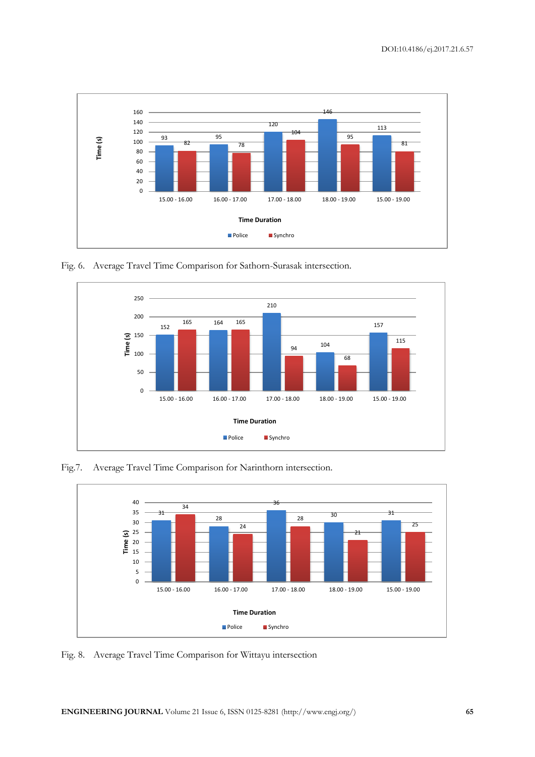Fig. 6. Average Travel Time Comparison for Sathorn-Surasak intersection.

Fig.7. Average Travel Time Comparison for Narinthorn intersection.

Fig. 8. Average Travel Time Comparison for Wittayu intersection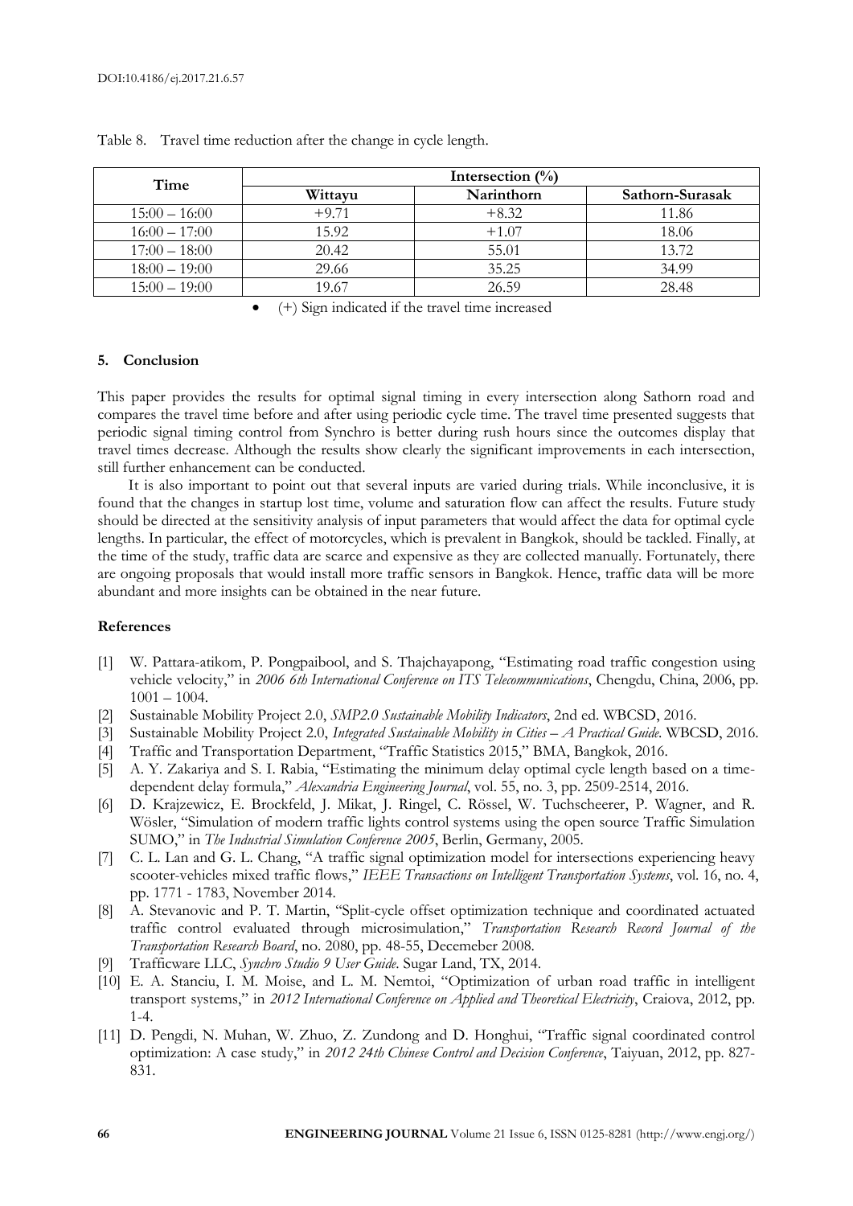Table 8. Travel time reduction after the change in cycle length.

| Time | Intersection (%) | | |
|---|---|---|---|
| | Wittayu | Narinthorn | Sathorn-Surasak |
| 15:00 – 16:00 | +9.71 | +8.32 | 11.86 |
| 16:00 – 17:00 | 15.92 | +1.07 | 18.06 |
| 17:00 – 18:00 | 20.42 | 55.01 | 13.72 |
| 18:00 – 19:00 | 29.66 | 35.25 | 34.99 |
| 15:00 – 19:00 | 19.67 | 26.59 | 28.48 |

- (+) Sign indicated if the travel time increased

## 5. Conclusion

This paper provides the results for optimal signal timing in every intersection along Sathorn road and compares the travel time before and after using periodic cycle time. The travel time presented suggests that periodic signal timing control from Synchro is better during rush hours since the outcomes display that travel times decrease. Although the results show clearly the significant improvements in each intersection, still further enhancement can be conducted.

It is also important to point out that several inputs are varied during trials. While inconclusive, it is found that the changes in startup lost time, volume and saturation flow can affect the results. Future study should be directed at the sensitivity analysis of input parameters that would affect the data for optimal cycle lengths. In particular, the effect of motorcycles, which is prevalent in Bangkok, should be tackled. Finally, at the time of the study, traffic data are scarce and expensive as they are collected manually. Fortunately, there are ongoing proposals that would install more traffic sensors in Bangkok. Hence, traffic data will be more abundant and more insights can be obtained in the near future.

## References

[1] W. Pattara-atikom, P. Pongpaibool, and S. Thajchayapong, "Estimating road traffic congestion using vehicle velocity," in *2006 6th International Conference on ITS Telecommunications*, Chengdu, China, 2006, pp. 1001 – 1004.

[2] Sustainable Mobility Project 2.0, *SMP2.0 Sustainable Mobility Indicators*, 2nd ed. WBCSD, 2016.

[3] Sustainable Mobility Project 2.0, *Integrated Sustainable Mobility in Cities – A Practical Guide*. WBCSD, 2016.

[4] Traffic and Transportation Department, "Traffic Statistics 2015," BMA, Bangkok, 2016.

[5] A. Y. Zakariya and S. I. Rabia, "Estimating the minimum delay optimal cycle length based on a time-dependent delay formula," *Alexandria Engineering Journal*, vol. 55, no. 3, pp. 2509-2514, 2016.

[6] D. Krajzewicz, E. Brockfeld, J. Mikat, J. Ringel, C. Rössel, W. Tuchscheerer, P. Wagner, and R. Wösler, "Simulation of modern traffic lights control systems using the open source Traffic Simulation SUMO," in *The Industrial Simulation Conference 2005*, Berlin, Germany, 2005.

[7] C. L. Lan and G. L. Chang, "A traffic signal optimization model for intersections experiencing heavy scooter-vehicles mixed traffic flows," *IEEE Transactions on Intelligent Transportation Systems*, vol. 16, no. 4, pp. 1771 - 1783, November 2014.

[8] A. Stevanovic and P. T. Martin, "Split-cycle offset optimization technique and coordinated actuated traffic control evaluated through microsimulation," *Transportation Research Record Journal of the Transportation Research Board*, no. 2080, pp. 48-55, Decemeber 2008.

[9] Trafficware LLC, *Synchro Studio 9 User Guide*. Sugar Land, TX, 2014.

[10] E. A. Stanciu, I. M. Moise, and L. M. Nemtoi, "Optimization of urban road traffic in intelligent transport systems," in *2012 International Conference on Applied and Theoretical Electricity*, Craiova, 2012, pp. 1-4.

[11] D. Pengdi, N. Muhan, W. Zhuo, Z. Zundong and D. Honghui, "Traffic signal coordinated control optimization: A case study," in *2012 24th Chinese Control and Decision Conference*, Taiyuan, 2012, pp. 827-831.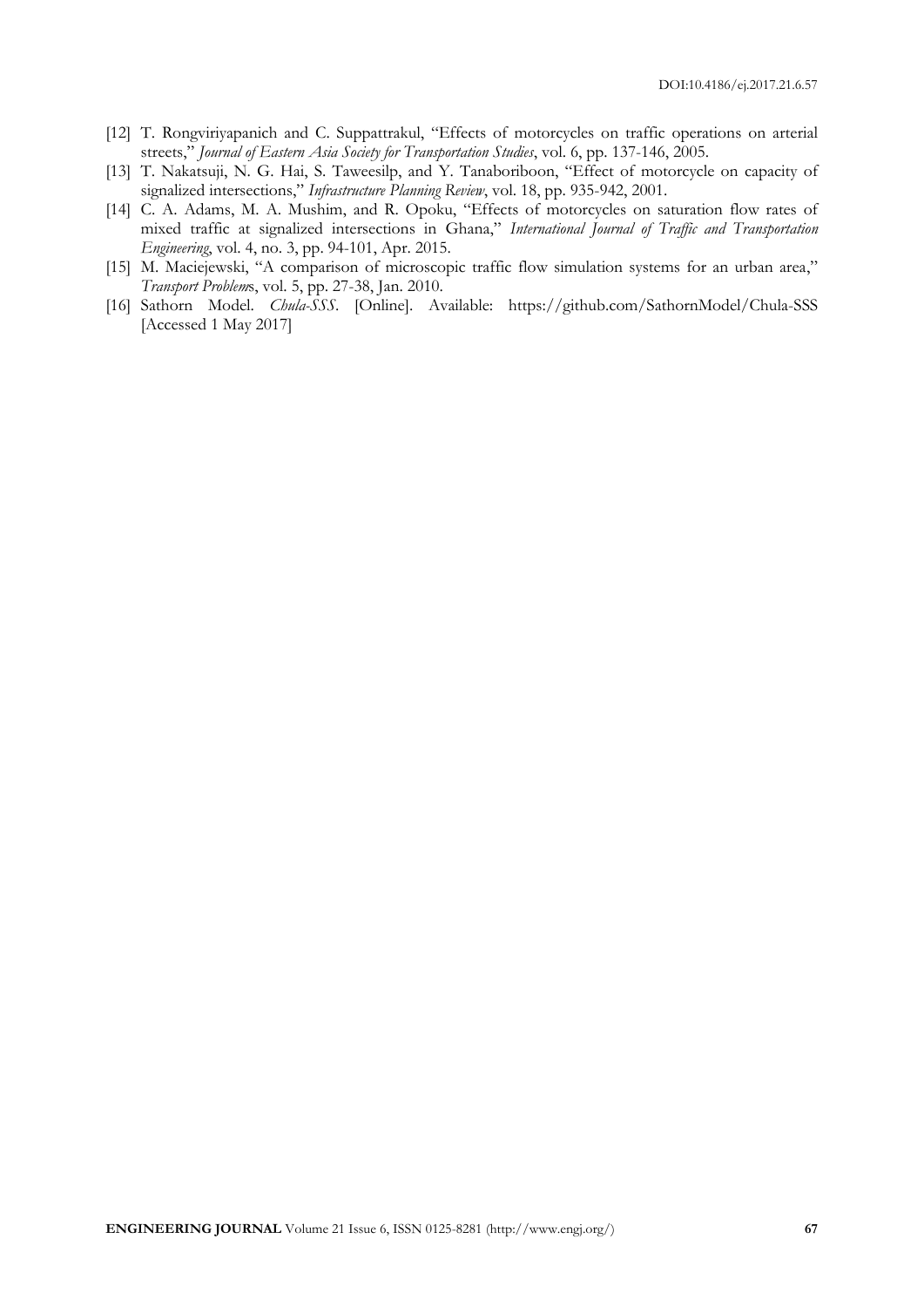[12] T. Rongviriyapanich and C. Suppattrakul, "Effects of motorcycles on traffic operations on arterial streets," *Journal of Eastern Asia Society for Transportation Studies*, vol. 6, pp. 137-146, 2005.

[13] T. Nakatsuji, N. G. Hai, S. Taweesilp, and Y. Tanaboriboon, "Effect of motorcycle on capacity of signalized intersections," *Infrastructure Planning Review*, vol. 18, pp. 935-942, 2001.

[14] C. A. Adams, M. A. Mushim, and R. Opoku, "Effects of motorcycles on saturation flow rates of mixed traffic at signalized intersections in Ghana," *International Journal of Traffic and Transportation Engineering*, vol. 4, no. 3, pp. 94-101, Apr. 2015.

[15] M. Maciejewski, "A comparison of microscopic traffic flow simulation systems for an urban area," *Transport Problems*, vol. 5, pp. 27-38, Jan. 2010.

[16] Sathorn Model. *Chula-SSS*. [Online]. Available: https://github.com/SathornModel/Chula-SSS [Accessed 1 May 2017]